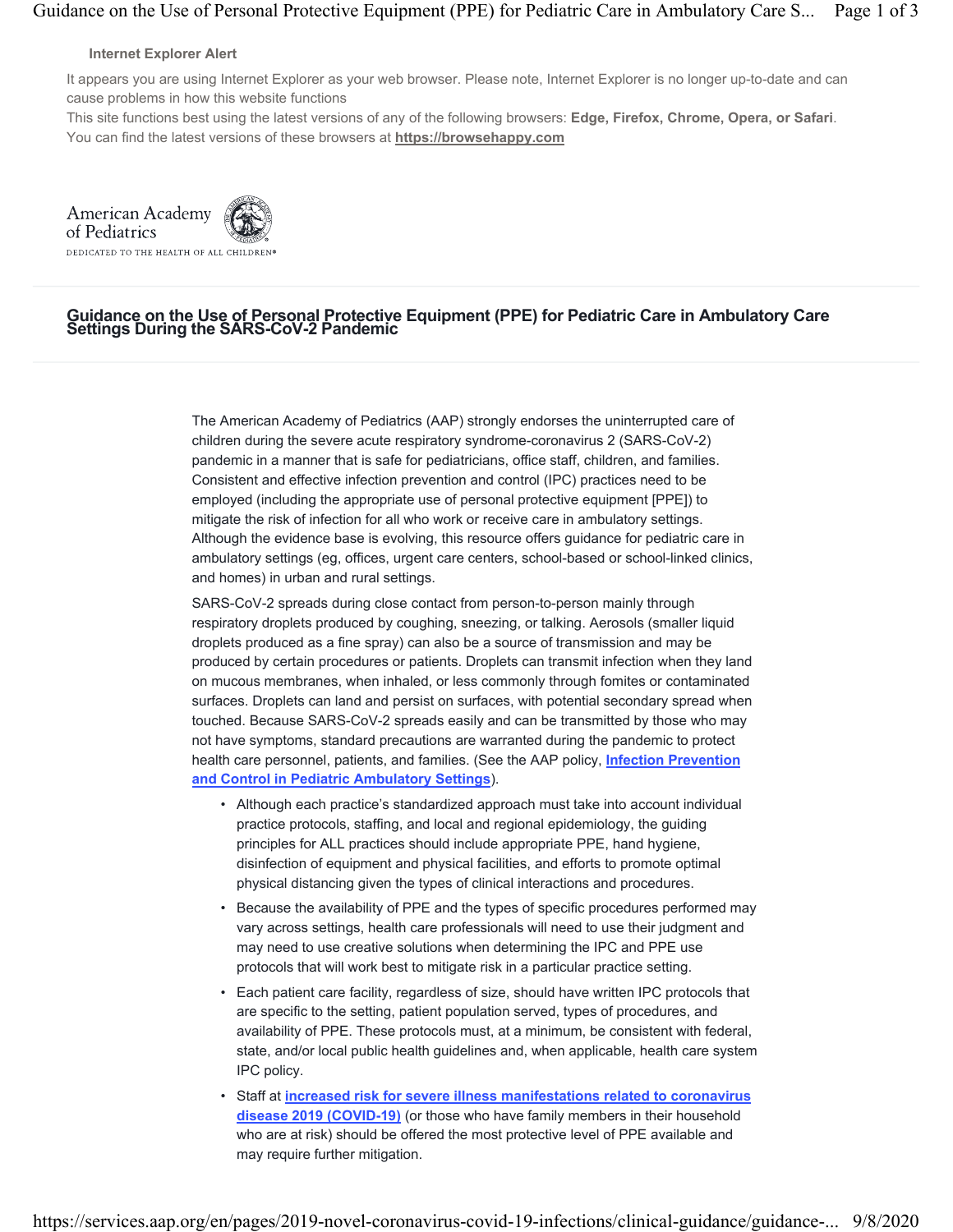**Internet Explorer Alert**

It appears you are using Internet Explorer as your web browser. Please note, Internet Explorer is no longer up-to-date and can cause problems in how this website functions

This site functions best using the latest versions of any of the following browsers: **Edge, Firefox, Chrome, Opera, or Safari**. You can find the latest versions of these browsers at **https://browsehappy.com**

American Academy of Pediatrics

DEDICATED TO THE HEALTH OF ALL CHILDREN®

# Guidance on the Use of Personal Protective Equipment (PPE) for Pediatric Care in Ambulatory Care Settings During the SARS-CoV-2 Pandemic

The American Academy of Pediatrics (AAP) strongly endorses the uninterrupted care of children during the severe acute respiratory syndrome-coronavirus 2 (SARS-CoV-2) pandemic in a manner that is safe for pediatricians, office staff, children, and families. Consistent and effective infection prevention and control (IPC) practices need to be employed (including the appropriate use of personal protective equipment [PPE]) to mitigate the risk of infection for all who work or receive care in ambulatory settings. Although the evidence base is evolving, this resource offers guidance for pediatric care in ambulatory settings (eg, offices, urgent care centers, school-based or school-linked clinics, and homes) in urban and rural settings.

SARS-CoV-2 spreads during close contact from person-to-person mainly through respiratory droplets produced by coughing, sneezing, or talking. Aerosols (smaller liquid droplets produced as a fine spray) can also be a source of transmission and may be produced by certain procedures or patients. Droplets can transmit infection when they land on mucous membranes, when inhaled, or less commonly through fomites or contaminated surfaces. Droplets can land and persist on surfaces, with potential secondary spread when touched. Because SARS-CoV-2 spreads easily and can be transmitted by those who may not have symptoms, standard precautions are warranted during the pandemic to protect health care personnel, patients, and families. (See the AAP policy, **Infection Prevention and Control in Pediatric Ambulatory Settings**).

- Although each practice's standardized approach must take into account individual practice protocols, staffing, and local and regional epidemiology, the guiding principles for ALL practices should include appropriate PPE, hand hygiene, disinfection of equipment and physical facilities, and efforts to promote optimal physical distancing given the types of clinical interactions and procedures.
- Because the availability of PPE and the types of specific procedures performed may vary across settings, health care professionals will need to use their judgment and may need to use creative solutions when determining the IPC and PPE use protocols that will work best to mitigate risk in a particular practice setting.
- Each patient care facility, regardless of size, should have written IPC protocols that are specific to the setting, patient population served, types of procedures, and availability of PPE. These protocols must, at a minimum, be consistent with federal, state, and/or local public health guidelines and, when applicable, health care system IPC policy.
- Staff at **increased risk for severe illness manifestations related to coronavirus disease 2019 (COVID-19)** (or those who have family members in their household who are at risk) should be offered the most protective level of PPE available and may require further mitigation.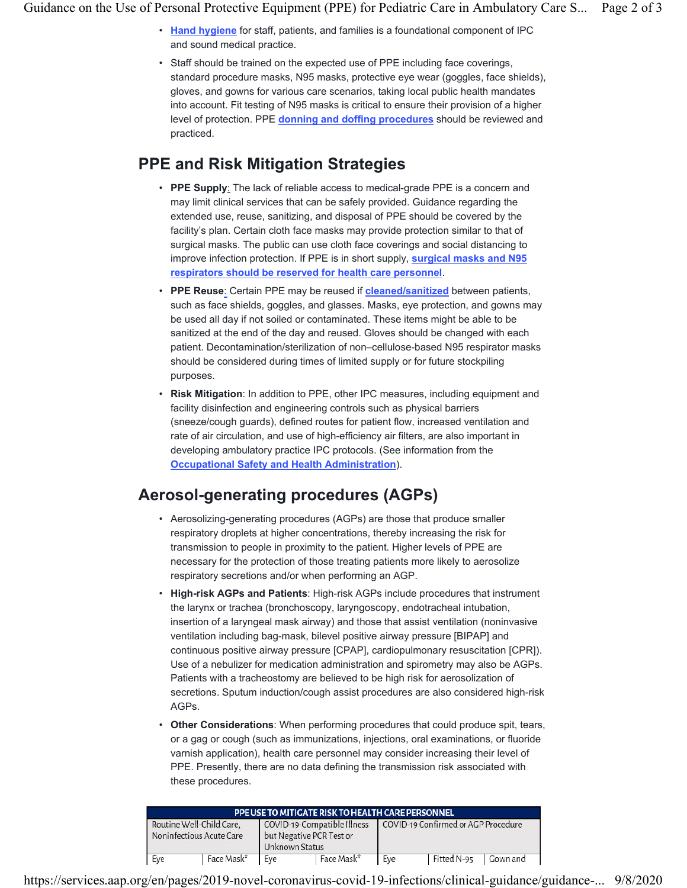- Hand hygiene for staff, patients, and families is a foundational component of IPC and sound medical practice.
- Staff should be trained on the expected use of PPE including face coverings, standard procedure masks, N95 masks, protective eye wear (goggles, face shields), gloves, and gowns for various care scenarios, taking local public health mandates into account. Fit testing of N95 masks is critical to ensure their provision of a higher level of protection. PPE donning and doffing procedures should be reviewed and practiced.

## PPE and Risk Mitigation Strategies

- **PPE Supply**: The lack of reliable access to medical-grade PPE is a concern and may limit clinical services that can be safely provided. Guidance regarding the extended use, reuse, sanitizing, and disposal of PPE should be covered by the facility's plan. Certain cloth face masks may provide protection similar to that of surgical masks. The public can use cloth face coverings and social distancing to improve infection protection. If PPE is in short supply, surgical masks and N95 respirators should be reserved for health care personnel.
- **PPE Reuse**: Certain PPE may be reused if cleaned/sanitized between patients, such as face shields, goggles, and glasses. Masks, eye protection, and gowns may be used all day if not soiled or contaminated. These items might be able to be sanitized at the end of the day and reused. Gloves should be changed with each patient. Decontamination/sterilization of non–cellulose-based N95 respirator masks should be considered during times of limited supply or for future stockpiling purposes.
- **Risk Mitigation**: In addition to PPE, other IPC measures, including equipment and facility disinfection and engineering controls such as physical barriers (sneeze/cough guards), defined routes for patient flow, increased ventilation and rate of air circulation, and use of high-efficiency air filters, are also important in developing ambulatory practice IPC protocols. (See information from the Occupational Safety and Health Administration).

## Aerosol-generating procedures (AGPs)

- Aerosolizing-generating procedures (AGPs) are those that produce smaller respiratory droplets at higher concentrations, thereby increasing the risk for transmission to people in proximity to the patient. Higher levels of PPE are necessary for the protection of those treating patients more likely to aerosolize respiratory secretions and/or when performing an AGP.
- **High-risk AGPs and Patients**: High-risk AGPs include procedures that instrument the larynx or trachea (bronchoscopy, laryngoscopy, endotracheal intubation, insertion of a laryngeal mask airway) and those that assist ventilation (noninvasive ventilation including bag-mask, bilevel positive airway pressure [BIPAP] and continuous positive airway pressure [CPAP], cardiopulmonary resuscitation [CPR]). Use of a nebulizer for medication administration and spirometry may also be AGPs. Patients with a tracheostomy are believed to be high risk for aerosolization of secretions. Sputum induction/cough assist procedures are also considered high-risk AGPs.
- **Other Considerations**: When performing procedures that could produce spit, tears, or a gag or cough (such as immunizations, injections, oral examinations, or fluoride varnish application), health care personnel may consider increasing their level of PPE. Presently, there are no data defining the transmission risk associated with these procedures.

| PPE USE TO MITIGATE RISK TO HEALTH CARE PERSONNEL | | | | | | |
|---|---|---|---|---|---|---|
| Routine Well-Child Care, Noninfectious Acute Care | | COVID-19-Compatible Illness but Negative PCR Test or Unknown Status | | COVID-19 Confirmed or AGP Procedure | | |
| Eye | Face Mask* | Eye | Face Mask* | Eye | Fitted N-95 | Gown and |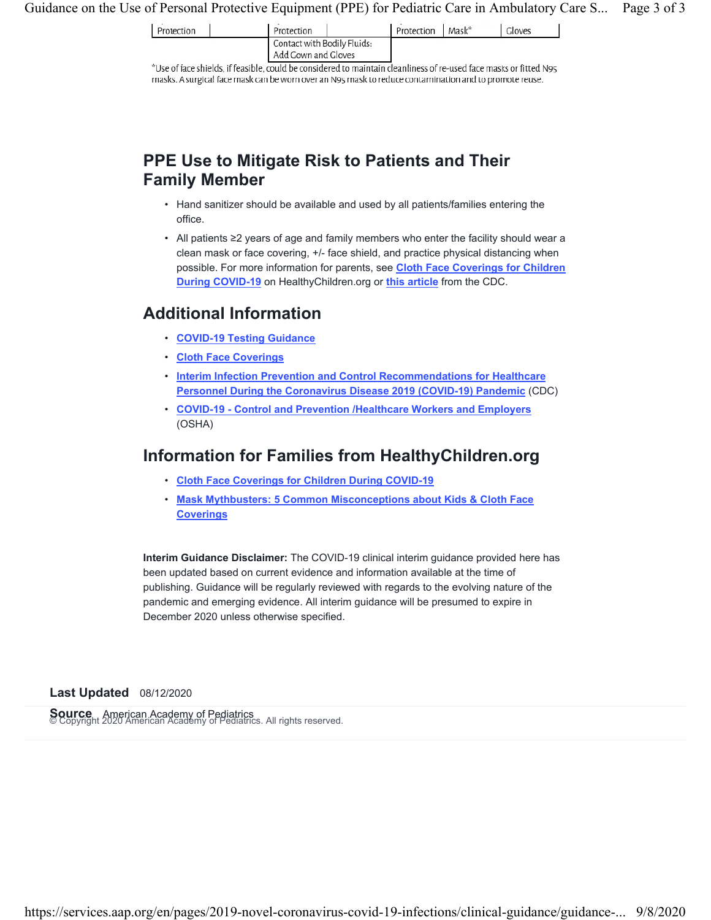| | | | | | |
|---|---|---|---|---|---|
| Protection | | Protection | | Protection | Mask* | Gloves |
| | | Contact with Bodily Fluids: Add Gown and Gloves | | | | |

*Use of face shields, if feasible, could be considered to maintain cleanliness of re-used face masks or fitted N95 masks. A surgical face mask can be worn over an N95 mask to reduce contamination and to promote reuse.

## PPE Use to Mitigate Risk to Patients and Their Family Member

- Hand sanitizer should be available and used by all patients/families entering the office.
- All patients ≥2 years of age and family members who enter the facility should wear a clean mask or face covering, +/- face shield, and practice physical distancing when possible. For more information for parents, see **Cloth Face Coverings for Children During COVID-19** on HealthyChildren.org or **this article** from the CDC.

## Additional Information

- **COVID-19 Testing Guidance**
- **Cloth Face Coverings**
- **Interim Infection Prevention and Control Recommendations for Healthcare Personnel During the Coronavirus Disease 2019 (COVID-19) Pandemic** (CDC)
- **COVID-19 - Control and Prevention /Healthcare Workers and Employers** (OSHA)

## Information for Families from HealthyChildren.org

- **Cloth Face Coverings for Children During COVID-19**
- **Mask Mythbusters: 5 Common Misconceptions about Kids & Cloth Face Coverings**

**Interim Guidance Disclaimer:** The COVID-19 clinical interim guidance provided here has been updated based on current evidence and information available at the time of publishing. Guidance will be regularly reviewed with regards to the evolving nature of the pandemic and emerging evidence. All interim guidance will be presumed to expire in December 2020 unless otherwise specified.

**Last Updated** 08/12/2020

**Source** American Academy of Pediatrics

© Copyright 2020 American Academy of Pediatrics. All rights reserved.